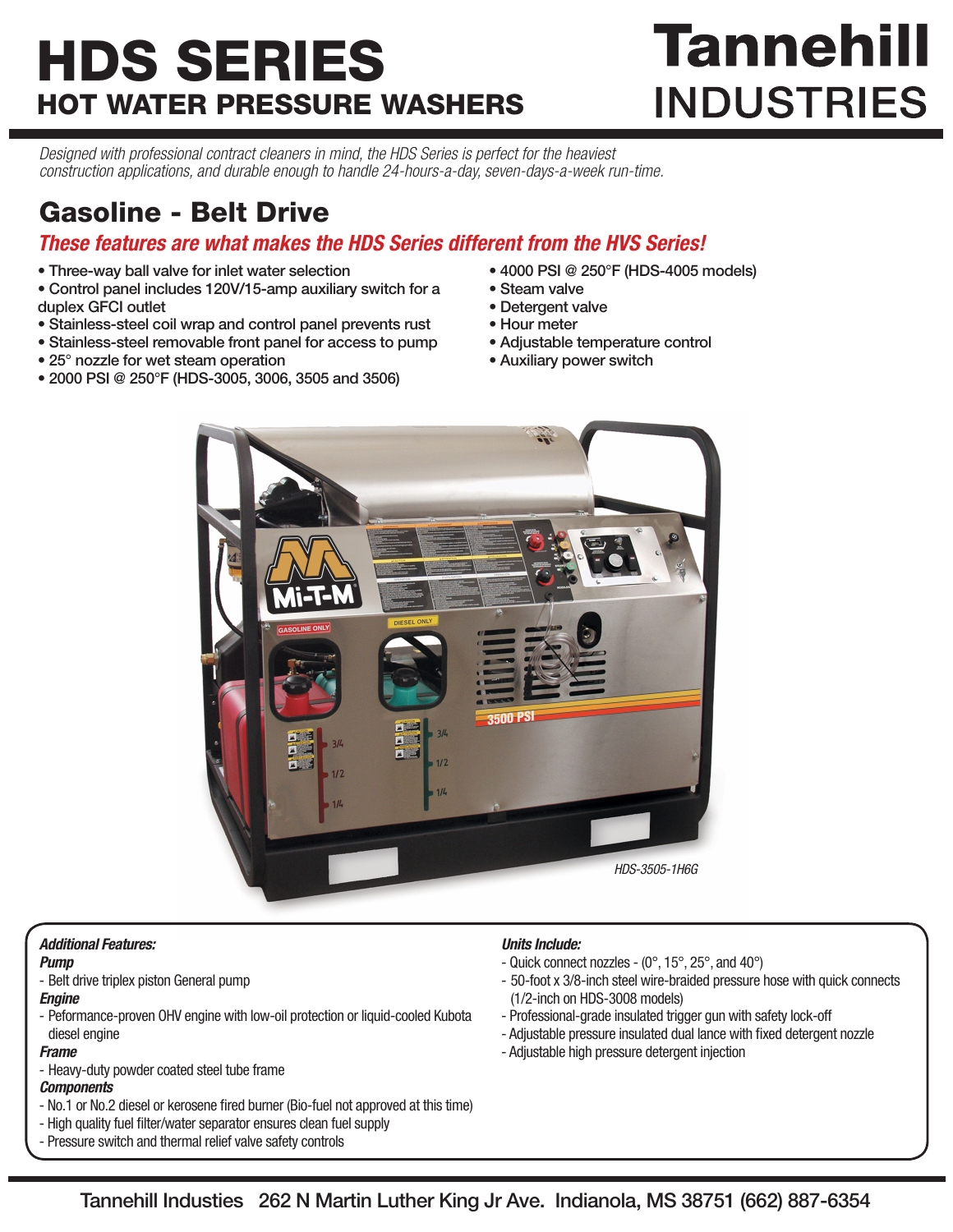# HDS SERIES

## HOT WATER PRESSURE WASHERS

**Tannehill INDUSTRIES**

*Designed with professional contract cleaners in mind, the HDS Series is perfect for the heaviest construction applications, and durable enough to handle 24-hours-a-day, seven-days-a-week run-time.*

## Gasoline - Belt Drive

***These features are what makes the HDS Series different from the HVS Series!***

- Three-way ball valve for inlet water selection
- Control panel includes 120V/15-amp auxiliary switch for a duplex GFCI outlet
- Stainless-steel coil wrap and control panel prevents rust
- Stainless-steel removable front panel for access to pump
- 25° nozzle for wet steam operation
- 2000 PSI @ 250°F (HDS-3005, 3006, 3505 and 3506)
- 4000 PSI @ 250°F (HDS-4005 models)
- Steam valve
- Detergent valve
- Hour meter
- Adjustable temperature control
- Auxiliary power switch

*HDS-3505-1H6G*

***Additional Features:***

***Pump***
- Belt drive triplex piston General pump

***Engine***
- Peformance-proven OHV engine with low-oil protection or liquid-cooled Kubota diesel engine

***Frame***
- Heavy-duty powder coated steel tube frame

***Components***
- No.1 or No.2 diesel or kerosene fired burner (Bio-fuel not approved at this time)
- High quality fuel filter/water separator ensures clean fuel supply
- Pressure switch and thermal relief valve safety controls

***Units Include:***
- Quick connect nozzles - (0°, 15°, 25°, and 40°)
- 50-foot x 3/8-inch steel wire-braided pressure hose with quick connects (1/2-inch on HDS-3008 models)
- Professional-grade insulated trigger gun with safety lock-off
- Adjustable pressure insulated dual lance with fixed detergent nozzle
- Adjustable high pressure detergent injection

Tannehill Industies 262 N Martin Luther King Jr Ave. Indianola, MS 38751 (662) 887-6354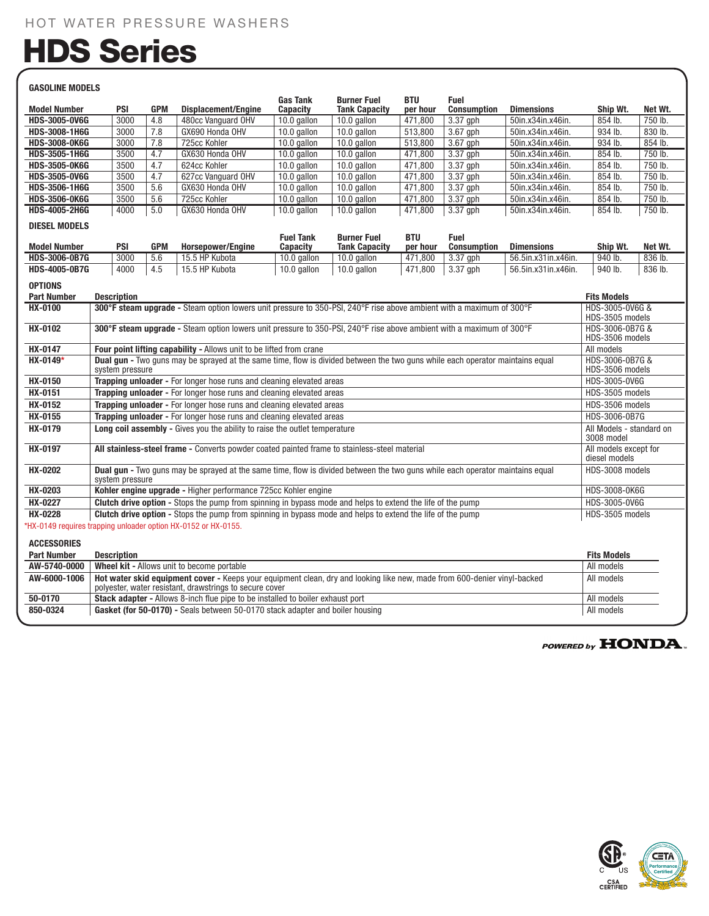HOT WATER PRESSURE WASHERS

# HDS Series

### GASOLINE MODELS

| Model Number | PSI | GPM | Displacement/Engine | Gas Tank Capacity | Burner Fuel Tank Capacity | BTU per hour | Fuel Consumption | Dimensions | Ship Wt. | Net Wt. |
|---|---|---|---|---|---|---|---|---|---|---|
| HDS-3005-0V6G | 3000 | 4.8 | 480cc Vanguard OHV | 10.0 gallon | 10.0 gallon | 471,800 | 3.37 gph | 50in.x34in.x46in. | 854 lb. | 750 lb. |
| HDS-3008-1H6G | 3000 | 7.8 | GX690 Honda OHV | 10.0 gallon | 10.0 gallon | 513,800 | 3.67 gph | 50in.x34in.x46in. | 934 lb. | 830 lb. |
| HDS-3008-0K6G | 3000 | 7.8 | 725cc Kohler | 10.0 gallon | 10.0 gallon | 513,800 | 3.67 gph | 50in.x34in.x46in. | 934 lb. | 854 lb. |
| HDS-3505-1H6G | 3500 | 4.7 | GX630 Honda OHV | 10.0 gallon | 10.0 gallon | 471,800 | 3.37 gph | 50in.x34in.x46in. | 854 lb. | 750 lb. |
| HDS-3505-0K6G | 3500 | 4.7 | 624cc Kohler | 10.0 gallon | 10.0 gallon | 471,800 | 3.37 gph | 50in.x34in.x46in. | 854 lb. | 750 lb. |
| HDS-3505-0V6G | 3500 | 4.7 | 627cc Vanguard OHV | 10.0 gallon | 10.0 gallon | 471,800 | 3.37 gph | 50in.x34in.x46in. | 854 lb. | 750 lb. |
| HDS-3506-1H6G | 3500 | 5.6 | GX630 Honda OHV | 10.0 gallon | 10.0 gallon | 471,800 | 3.37 gph | 50in.x34in.x46in. | 854 lb. | 750 lb. |
| HDS-3506-0K6G | 3500 | 5.6 | 725cc Kohler | 10.0 gallon | 10.0 gallon | 471,800 | 3.37 gph | 50in.x34in.x46in. | 854 lb. | 750 lb. |
| HDS-4005-2H6G | 4000 | 5.0 | GX630 Honda OHV | 10.0 gallon | 10.0 gallon | 471,800 | 3.37 gph | 50in.x34in.x46in. | 854 lb. | 750 lb. |

### DIESEL MODELS

| Model Number | PSI | GPM | Horsepower/Engine | Fuel Tank Capacity | Burner Fuel Tank Capacity | BTU per hour | Fuel Consumption | Dimensions | Ship Wt. | Net Wt. |
|---|---|---|---|---|---|---|---|---|---|---|
| HDS-3006-0B7G | 3000 | 5.6 | 15.5 HP Kubota | 10.0 gallon | 10.0 gallon | 471,800 | 3.37 gph | 56.5in.x31in.x46in. | 940 lb. | 836 lb. |
| HDS-4005-0B7G | 4000 | 4.5 | 15.5 HP Kubota | 10.0 gallon | 10.0 gallon | 471,800 | 3.37 gph | 56.5in.x31in.x46in. | 940 lb. | 836 lb. |

### OPTIONS

| Part Number | Description | Fits Models |
|---|---|---|
| HX-0100 | **300°F steam upgrade -** Steam option lowers unit pressure to 350-PSI, 240°F rise above ambient with a maximum of 300°F | HDS-3005-0V6G & HDS-3505 models |
| HX-0102 | **300°F steam upgrade -** Steam option lowers unit pressure to 350-PSI, 240°F rise above ambient with a maximum of 300°F | HDS-3006-0B7G & HDS-3506 models |
| HX-0147 | **Four point lifting capability -** Allows unit to be lifted from crane | All models |
| HX-0149* | **Dual gun -** Two guns may be sprayed at the same time, flow is divided between the two guns while each operator maintains equal system pressure | HDS-3006-0B7G & HDS-3506 models |
| HX-0150 | **Trapping unloader -** For longer hose runs and cleaning elevated areas | HDS-3005-0V6G |
| HX-0151 | **Trapping unloader -** For longer hose runs and cleaning elevated areas | HDS-3505 models |
| HX-0152 | **Trapping unloader -** For longer hose runs and cleaning elevated areas | HDS-3506 models |
| HX-0155 | **Trapping unloader -** For longer hose runs and cleaning elevated areas | HDS-3006-0B7G |
| HX-0179 | **Long coil assembly -** Gives you the ability to raise the outlet temperature | All Models - standard on 3008 model |
| HX-0197 | **All stainless-steel frame -** Converts powder coated painted frame to stainless-steel material | All models except for diesel models |
| HX-0202 | **Dual gun -** Two guns may be sprayed at the same time, flow is divided between the two guns while each operator maintains equal system pressure | HDS-3008 models |
| HX-0203 | **Kohler engine upgrade -** Higher performance 725cc Kohler engine | HDS-3008-0K6G |
| HX-0227 | **Clutch drive option -** Stops the pump from spinning in bypass mode and helps to extend the life of the pump | HDS-3005-0V6G |
| HX-0228 | **Clutch drive option -** Stops the pump from spinning in bypass mode and helps to extend the life of the pump | HDS-3505 models |

*HX-0149 requires trapping unloader option HX-0152 or HX-0155.

### ACCESSORIES

| Part Number | Description | Fits Models |
|---|---|---|
| AW-5740-0000 | **Wheel kit -** Allows unit to become portable | All models |
| AW-6000-1006 | **Hot water skid equipment cover -** Keeps your equipment clean, dry and looking like new, made from 600-denier vinyl-backed polyester, water resistant, drawstrings to secure cover | All models |
| 50-0170 | **Stack adapter -** Allows 8-inch flue pipe to be installed to boiler exhaust port | All models |
| 850-0324 | **Gasket (for 50-0170) -** Seals between 50-0170 stack adapter and boiler housing | All models |

POWERED by HONDA

CSA CERTIFIED

CETA Performance Certified